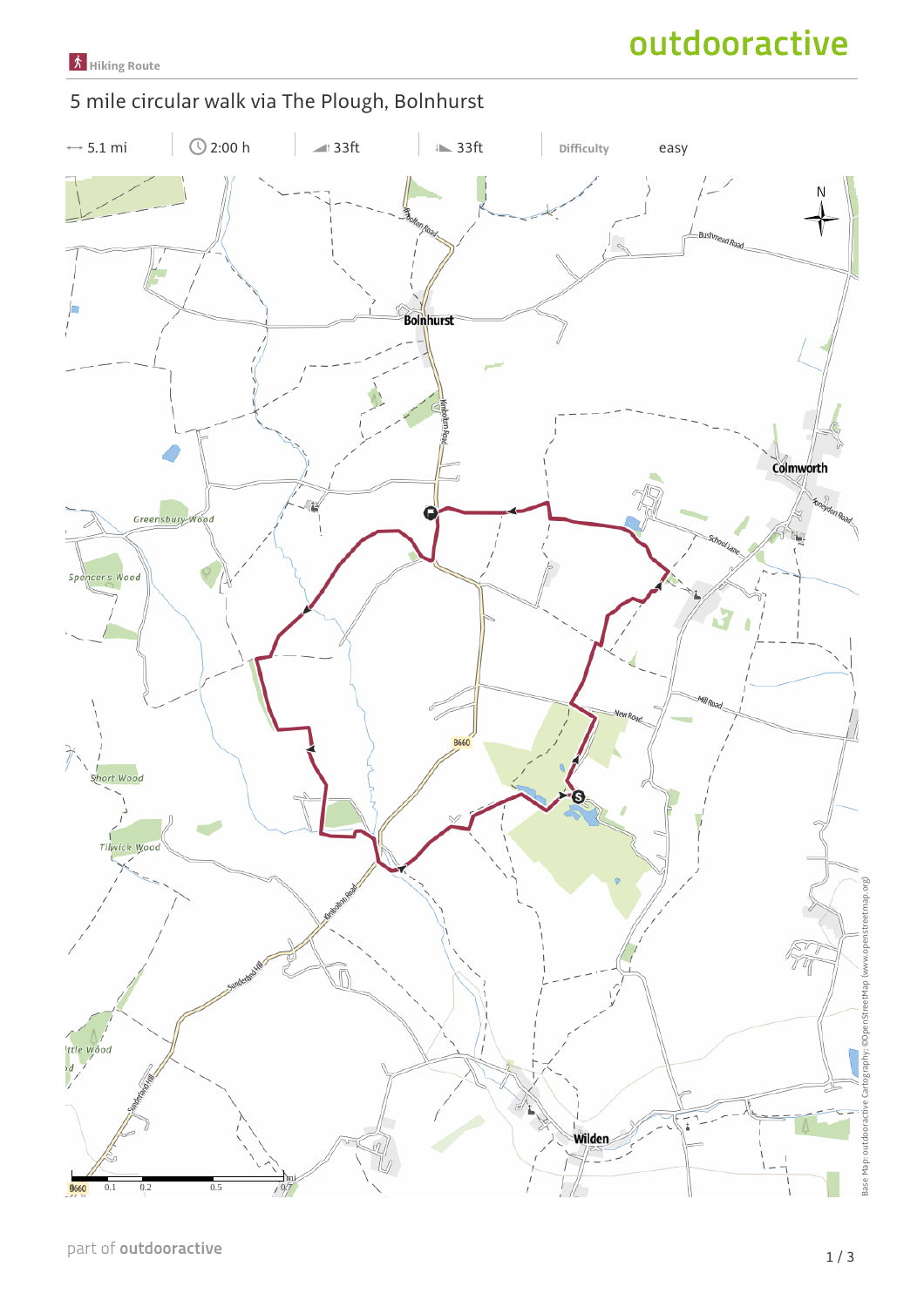Hiking Route

# 5 mile circular walk via The Plough, Bolnhurst

| ⟷ 5.1 mi | 2:00 h | 33ft | 33ft | Difficulty | easy |
|---|---|---|---|---|---|

Base Map: outdooractive Cartography; ©OpenStreetMap (www.openstreetmap.org)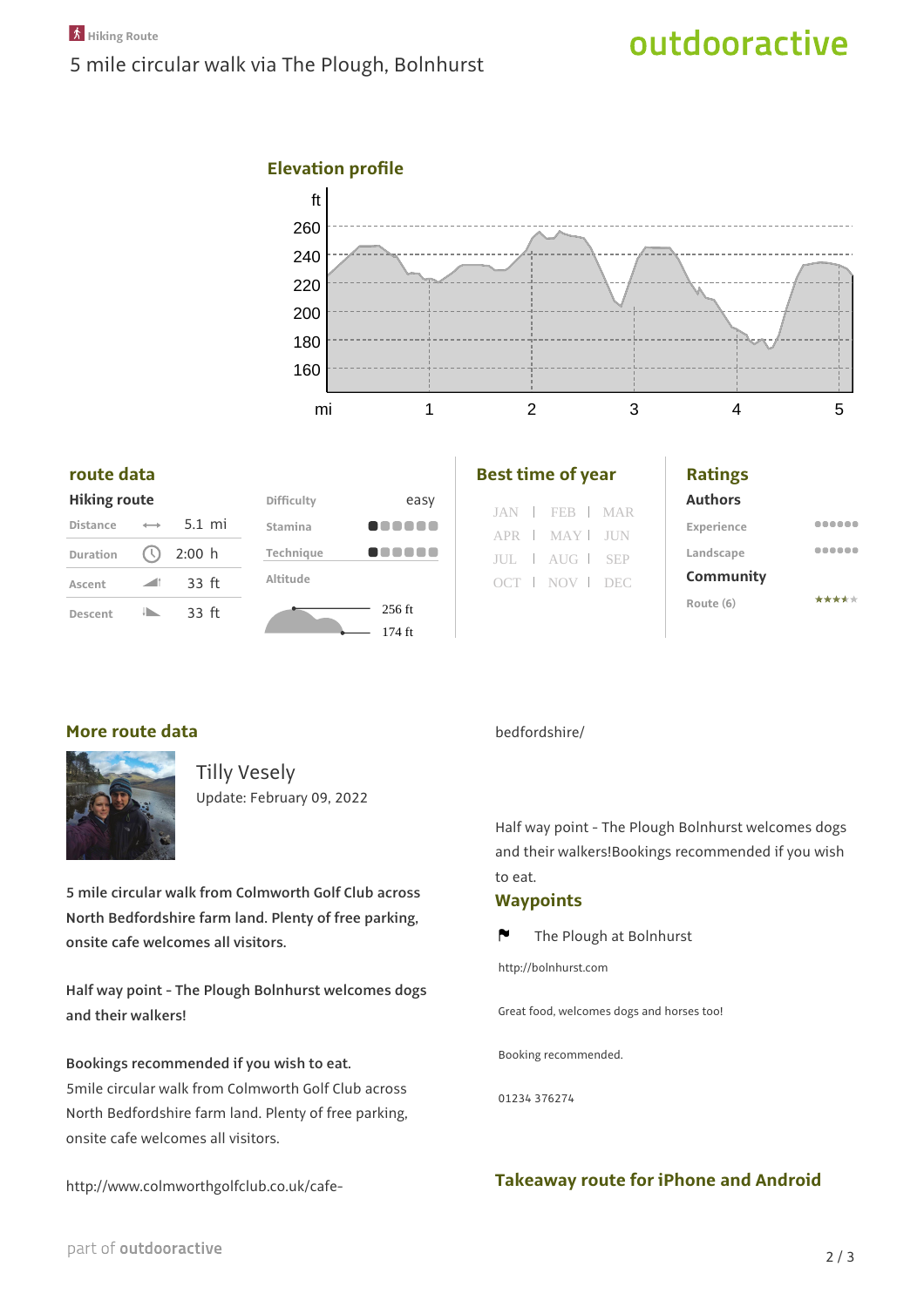## Elevation profile

## route data

**Hiking route**

| | |
|---|---|
| Distance | 5.1 mi |
| Duration | 2:00 h |
| Ascent | 33 ft |
| Descent | 33 ft |

| | |
|---|---|
| Difficulty | easy |
| Stamina | |
| Technique | |
| Altitude | 256 ft / 174 ft |

## Best time of year

JAN | FEB | MAR
APR | MAY | JUN
JUL | AUG | SEP
OCT | NOV | DEC

## Ratings

**Authors**

Experience

Landscape

**Community**

Route (6)

## More route data

Tilly Vesely

Update: February 09, 2022

**5 mile circular walk from Colmworth Golf Club across North Bedfordshire farm land. Plenty of free parking, onsite cafe welcomes all visitors.**

**Half way point - The Plough Bolnhurst welcomes dogs and their walkers!**

**Bookings recommended if you wish to eat.**

5mile circular walk from Colmworth Golf Club across North Bedfordshire farm land. Plenty of free parking, onsite cafe welcomes all visitors.

http://www.colmworthgolfclub.co.uk/cafe-bedfordshire/

Half way point - The Plough Bolnhurst welcomes dogs and their walkers!Bookings recommended if you wish to eat.

## Waypoints

The Plough at Bolnhurst

http://bolnhurst.com

Great food, welcomes dogs and horses too!

Booking recommended.

01234 376274

## Takeaway route for iPhone and Android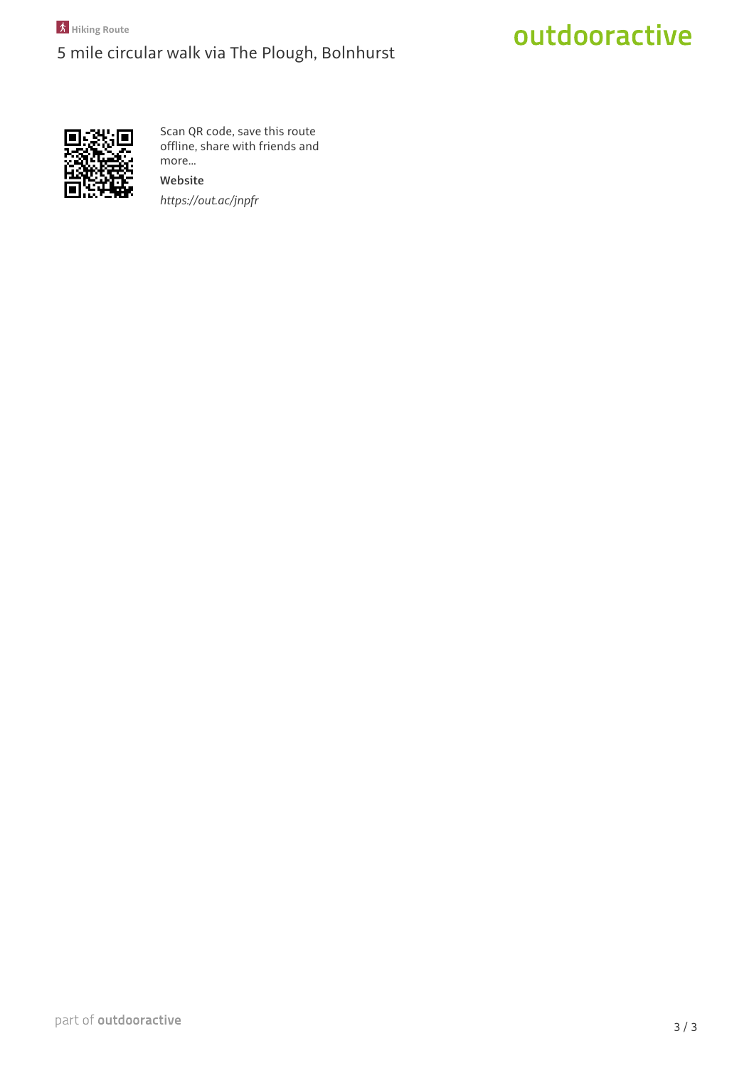Scan QR code, save this route offline, share with friends and more...

**Website**

*https://out.ac/jnpfr*